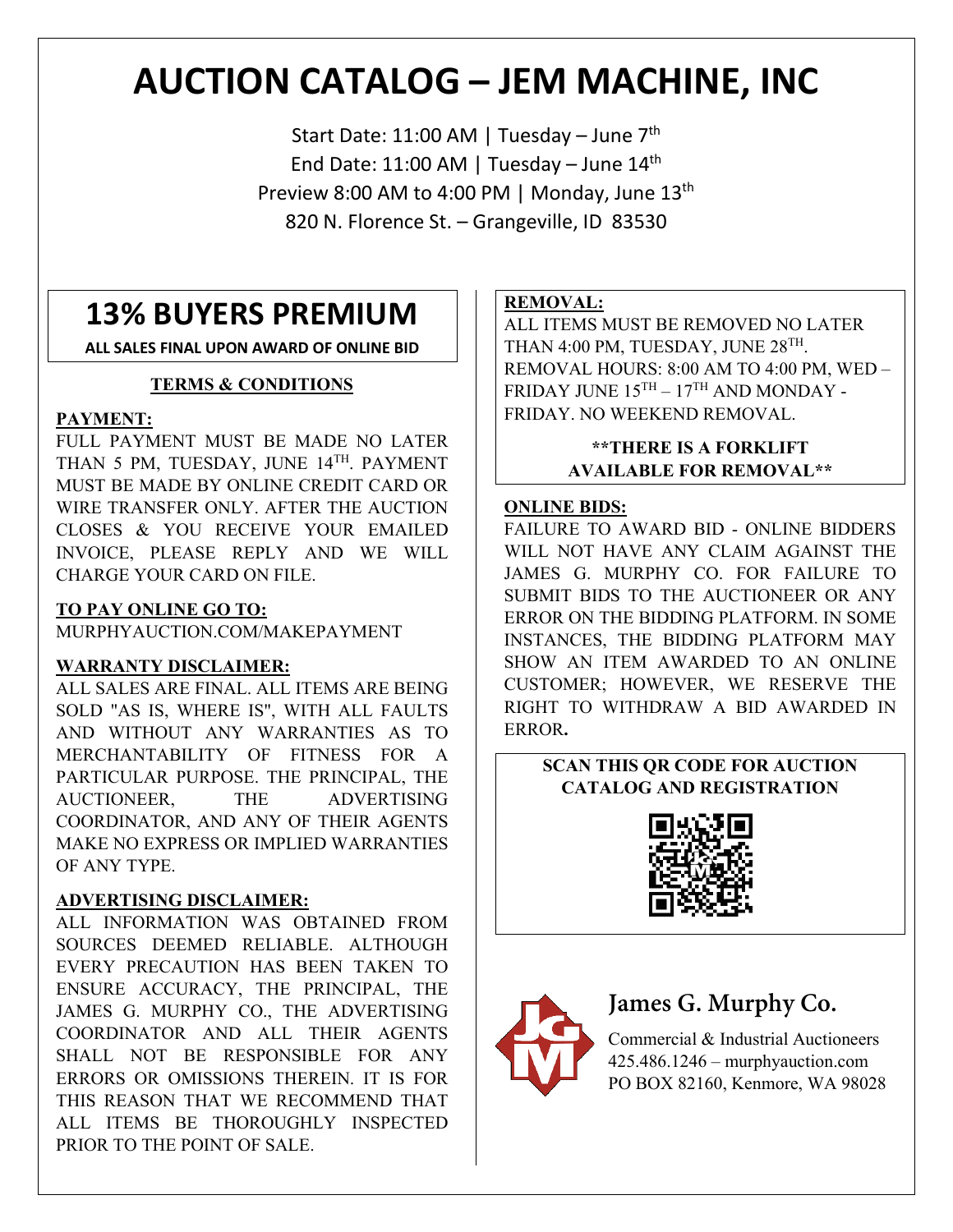# AUCTION CATALOG – JEM MACHINE, INC

Start Date: 11:00 AM | Tuesday – June 7th
End Date: 11:00 AM | Tuesday – June 14th
Preview 8:00 AM to 4:00 PM | Monday, June 13th
820 N. Florence St. – Grangeville, ID 83530

## 13% BUYERS PREMIUM

**ALL SALES FINAL UPON AWARD OF ONLINE BID**

### TERMS & CONDITIONS

**PAYMENT:**
FULL PAYMENT MUST BE MADE NO LATER THAN 5 PM, TUESDAY, JUNE 14TH. PAYMENT MUST BE MADE BY ONLINE CREDIT CARD OR WIRE TRANSFER ONLY. AFTER THE AUCTION CLOSES & YOU RECEIVE YOUR EMAILED INVOICE, PLEASE REPLY AND WE WILL CHARGE YOUR CARD ON FILE.

**TO PAY ONLINE GO TO:**
MURPHYAUCTION.COM/MAKEPAYMENT

**WARRANTY DISCLAIMER:**
ALL SALES ARE FINAL. ALL ITEMS ARE BEING SOLD "AS IS, WHERE IS", WITH ALL FAULTS AND WITHOUT ANY WARRANTIES AS TO MERCHANTABILITY OF FITNESS FOR A PARTICULAR PURPOSE. THE PRINCIPAL, THE AUCTIONEER, THE ADVERTISING COORDINATOR, AND ANY OF THEIR AGENTS MAKE NO EXPRESS OR IMPLIED WARRANTIES OF ANY TYPE.

**ADVERTISING DISCLAIMER:**
ALL INFORMATION WAS OBTAINED FROM SOURCES DEEMED RELIABLE. ALTHOUGH EVERY PRECAUTION HAS BEEN TAKEN TO ENSURE ACCURACY, THE PRINCIPAL, THE JAMES G. MURPHY CO., THE ADVERTISING COORDINATOR AND ALL THEIR AGENTS SHALL NOT BE RESPONSIBLE FOR ANY ERRORS OR OMISSIONS THEREIN. IT IS FOR THIS REASON THAT WE RECOMMEND THAT ALL ITEMS BE THOROUGHLY INSPECTED PRIOR TO THE POINT OF SALE.

**REMOVAL:**
ALL ITEMS MUST BE REMOVED NO LATER THAN 4:00 PM, TUESDAY, JUNE 28TH. REMOVAL HOURS: 8:00 AM TO 4:00 PM, WED – FRIDAY JUNE 15TH – 17TH AND MONDAY - FRIDAY. NO WEEKEND REMOVAL.

**\*\*THERE IS A FORKLIFT AVAILABLE FOR REMOVAL\*\***

**ONLINE BIDS:**
FAILURE TO AWARD BID - ONLINE BIDDERS WILL NOT HAVE ANY CLAIM AGAINST THE JAMES G. MURPHY CO. FOR FAILURE TO SUBMIT BIDS TO THE AUCTIONEER OR ANY ERROR ON THE BIDDING PLATFORM. IN SOME INSTANCES, THE BIDDING PLATFORM MAY SHOW AN ITEM AWARDED TO AN ONLINE CUSTOMER; HOWEVER, WE RESERVE THE RIGHT TO WITHDRAW A BID AWARDED IN ERROR.

**SCAN THIS QR CODE FOR AUCTION CATALOG AND REGISTRATION**

**James G. Murphy Co.**
Commercial & Industrial Auctioneers
425.486.1246 – murphyauction.com
PO BOX 82160, Kenmore, WA 98028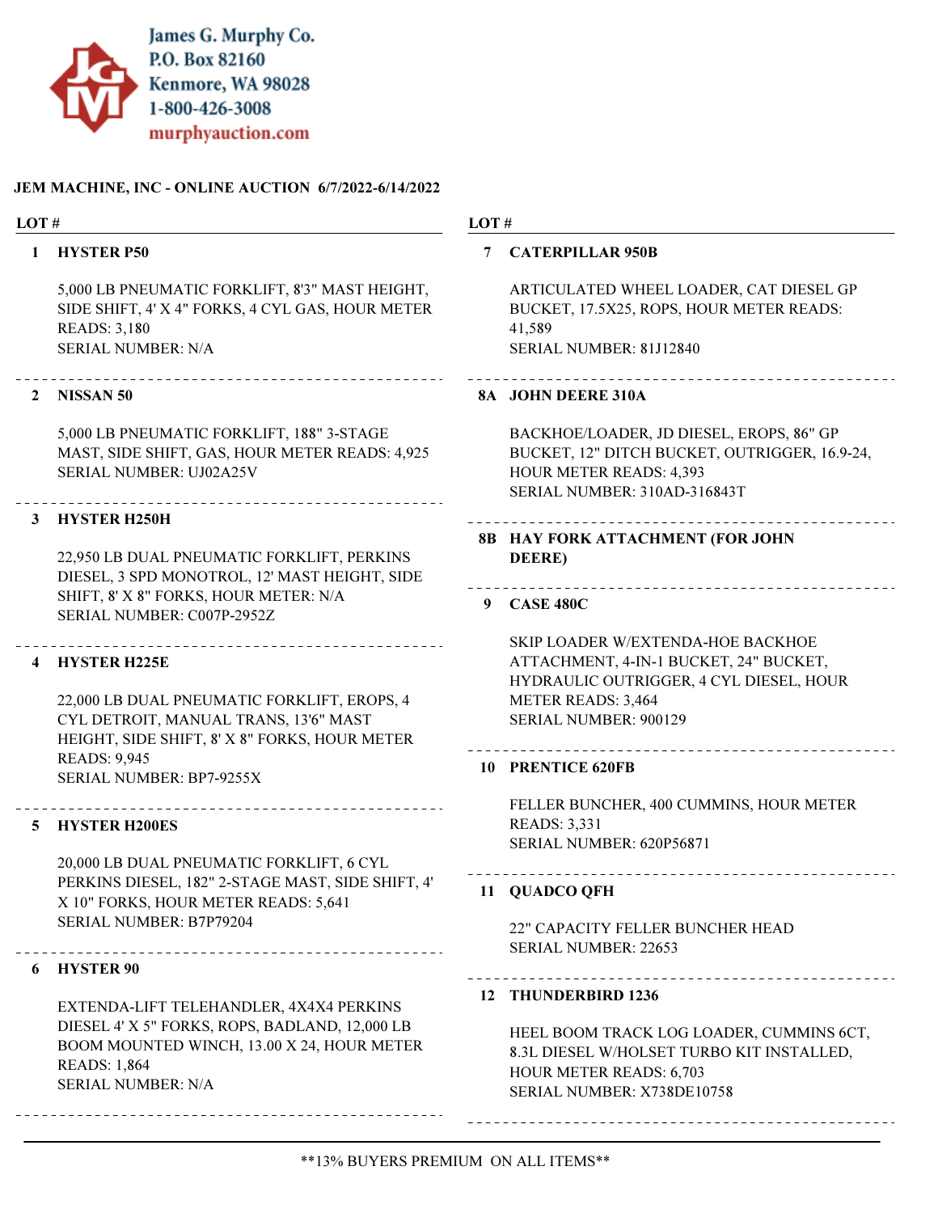James G. Murphy Co.
P.O. Box 82160
Kenmore, WA 98028
1-800-426-3008
murphyauction.com

**JEM MACHINE, INC - ONLINE AUCTION 6/7/2022-6/14/2022**

**LOT #**

**1 HYSTER P50**

5,000 LB PNEUMATIC FORKLIFT, 8'3" MAST HEIGHT, SIDE SHIFT, 4' X 4" FORKS, 4 CYL GAS, HOUR METER READS: 3,180
SERIAL NUMBER: N/A

**2 NISSAN 50**

5,000 LB PNEUMATIC FORKLIFT, 188" 3-STAGE MAST, SIDE SHIFT, GAS, HOUR METER READS: 4,925
SERIAL NUMBER: UJ02A25V

**3 HYSTER H250H**

22,950 LB DUAL PNEUMATIC FORKLIFT, PERKINS DIESEL, 3 SPD MONOTROL, 12' MAST HEIGHT, SIDE SHIFT, 8' X 8" FORKS, HOUR METER: N/A
SERIAL NUMBER: C007P-2952Z

**4 HYSTER H225E**

22,000 LB DUAL PNEUMATIC FORKLIFT, EROPS, 4 CYL DETROIT, MANUAL TRANS, 13'6" MAST HEIGHT, SIDE SHIFT, 8' X 8" FORKS, HOUR METER READS: 9,945
SERIAL NUMBER: BP7-9255X

**5 HYSTER H200ES**

20,000 LB DUAL PNEUMATIC FORKLIFT, 6 CYL PERKINS DIESEL, 182" 2-STAGE MAST, SIDE SHIFT, 4' X 10" FORKS, HOUR METER READS: 5,641
SERIAL NUMBER: B7P79204

**6 HYSTER 90**

EXTENDA-LIFT TELEHANDLER, 4X4X4 PERKINS DIESEL 4' X 5" FORKS, ROPS, BADLAND, 12,000 LB BOOM MOUNTED WINCH, 13.00 X 24, HOUR METER READS: 1,864
SERIAL NUMBER: N/A

**7 CATERPILLAR 950B**

ARTICULATED WHEEL LOADER, CAT DIESEL GP BUCKET, 17.5X25, ROPS, HOUR METER READS: 41,589
SERIAL NUMBER: 81J12840

**8A JOHN DEERE 310A**

BACKHOE/LOADER, JD DIESEL, EROPS, 86" GP BUCKET, 12" DITCH BUCKET, OUTRIGGER, 16.9-24, HOUR METER READS: 4,393
SERIAL NUMBER: 310AD-316843T

**8B HAY FORK ATTACHMENT (FOR JOHN DEERE)**

**9 CASE 480C**

SKIP LOADER W/EXTENDA-HOE BACKHOE ATTACHMENT, 4-IN-1 BUCKET, 24" BUCKET, HYDRAULIC OUTRIGGER, 4 CYL DIESEL, HOUR METER READS: 3,464
SERIAL NUMBER: 900129

**10 PRENTICE 620FB**

FELLER BUNCHER, 400 CUMMINS, HOUR METER READS: 3,331
SERIAL NUMBER: 620P56871

**11 QUADCO QFH**

22" CAPACITY FELLER BUNCHER HEAD
SERIAL NUMBER: 22653

**12 THUNDERBIRD 1236**

HEEL BOOM TRACK LOG LOADER, CUMMINS 6CT, 8.3L DIESEL W/HOLSET TURBO KIT INSTALLED, HOUR METER READS: 6,703
SERIAL NUMBER: X738DE10758

**13% BUYERS PREMIUM ON ALL ITEMS**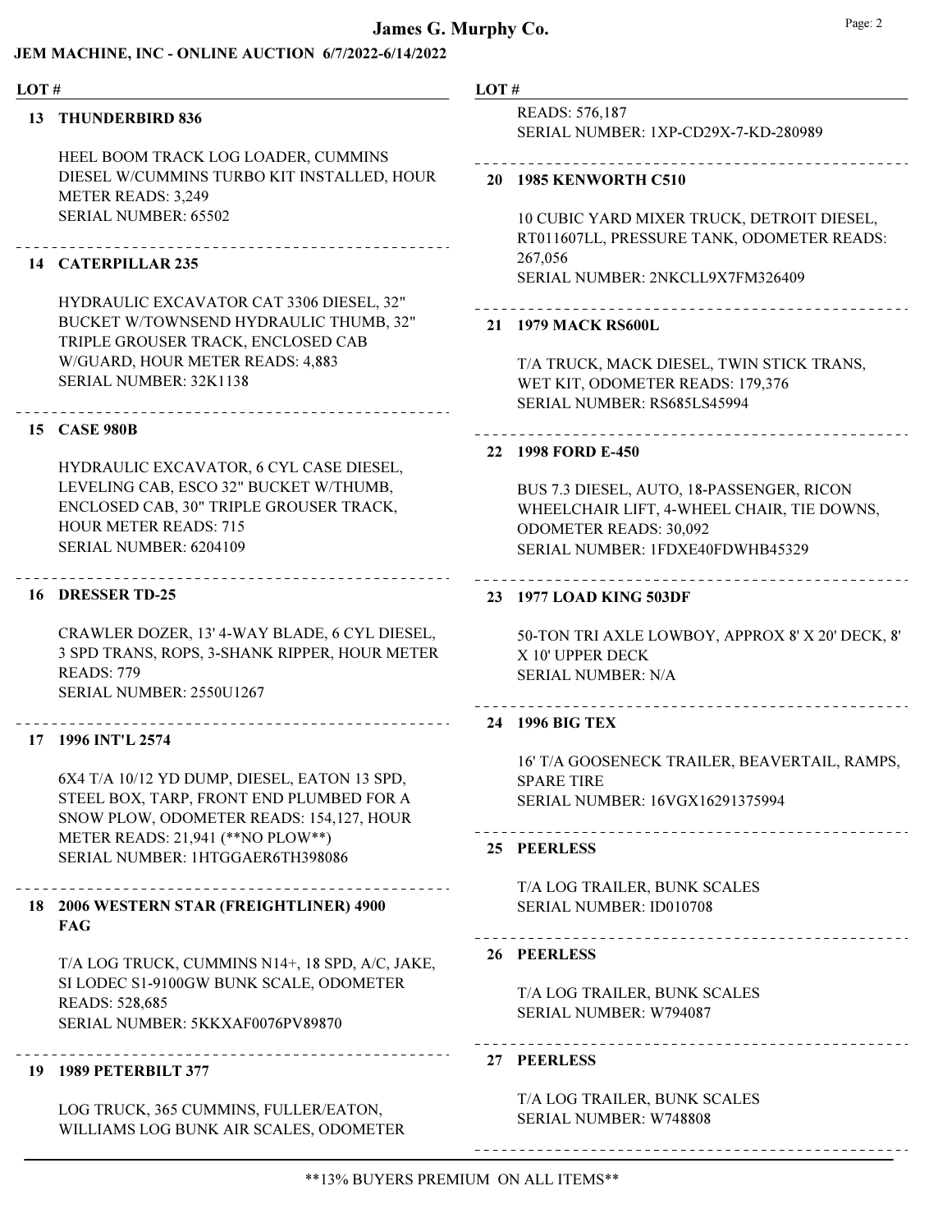# James G. Murphy Co.

## JEM MACHINE, INC - ONLINE AUCTION 6/7/2022-6/14/2022

**LOT #**

**13 THUNDERBIRD 836**

HEEL BOOM TRACK LOG LOADER, CUMMINS DIESEL W/CUMMINS TURBO KIT INSTALLED, HOUR METER READS: 3,249
SERIAL NUMBER: 65502

---

**14 CATERPILLAR 235**

HYDRAULIC EXCAVATOR CAT 3306 DIESEL, 32" BUCKET W/TOWNSEND HYDRAULIC THUMB, 32" TRIPLE GROUSER TRACK, ENCLOSED CAB W/GUARD, HOUR METER READS: 4,883
SERIAL NUMBER: 32K1138

---

**15 CASE 980B**

HYDRAULIC EXCAVATOR, 6 CYL CASE DIESEL, LEVELING CAB, ESCO 32" BUCKET W/THUMB, ENCLOSED CAB, 30" TRIPLE GROUSER TRACK, HOUR METER READS: 715
SERIAL NUMBER: 6204109

---

**16 DRESSER TD-25**

CRAWLER DOZER, 13' 4-WAY BLADE, 6 CYL DIESEL, 3 SPD TRANS, ROPS, 3-SHANK RIPPER, HOUR METER READS: 779
SERIAL NUMBER: 2550U1267

---

**17 1996 INT'L 2574**

6X4 T/A 10/12 YD DUMP, DIESEL, EATON 13 SPD, STEEL BOX, TARP, FRONT END PLUMBED FOR A SNOW PLOW, ODOMETER READS: 154,127, HOUR METER READS: 21,941 (**NO PLOW**)
SERIAL NUMBER: 1HTGGAER6TH398086

---

**18 2006 WESTERN STAR (FREIGHTLINER) 4900 FAG**

T/A LOG TRUCK, CUMMINS N14+, 18 SPD, A/C, JAKE, SI LODEC S1-9100GW BUNK SCALE, ODOMETER READS: 528,685
SERIAL NUMBER: 5KKXAF0076PV89870

---

**19 1989 PETERBILT 377**

LOG TRUCK, 365 CUMMINS, FULLER/EATON, WILLIAMS LOG BUNK AIR SCALES, ODOMETER READS: 576,187
SERIAL NUMBER: 1XP-CD29X-7-KD-280989

---

**20 1985 KENWORTH C510**

10 CUBIC YARD MIXER TRUCK, DETROIT DIESEL, RT011607LL, PRESSURE TANK, ODOMETER READS: 267,056
SERIAL NUMBER: 2NKCLL9X7FM326409

---

**21 1979 MACK RS600L**

T/A TRUCK, MACK DIESEL, TWIN STICK TRANS, WET KIT, ODOMETER READS: 179,376
SERIAL NUMBER: RS685LS45994

---

**22 1998 FORD E-450**

BUS 7.3 DIESEL, AUTO, 18-PASSENGER, RICON WHEELCHAIR LIFT, 4-WHEEL CHAIR, TIE DOWNS, ODOMETER READS: 30,092
SERIAL NUMBER: 1FDXE40FDWHB45329

---

**23 1977 LOAD KING 503DF**

50-TON TRI AXLE LOWBOY, APPROX 8' X 20' DECK, 8' X 10' UPPER DECK
SERIAL NUMBER: N/A

---

**24 1996 BIG TEX**

16' T/A GOOSENECK TRAILER, BEAVERTAIL, RAMPS, SPARE TIRE
SERIAL NUMBER: 16VGX16291375994

---

**25 PEERLESS**

T/A LOG TRAILER, BUNK SCALES
SERIAL NUMBER: ID010708

---

**26 PEERLESS**

T/A LOG TRAILER, BUNK SCALES
SERIAL NUMBER: W794087

---

**27 PEERLESS**

T/A LOG TRAILER, BUNK SCALES
SERIAL NUMBER: W748808

---

**13% BUYERS PREMIUM ON ALL ITEMS**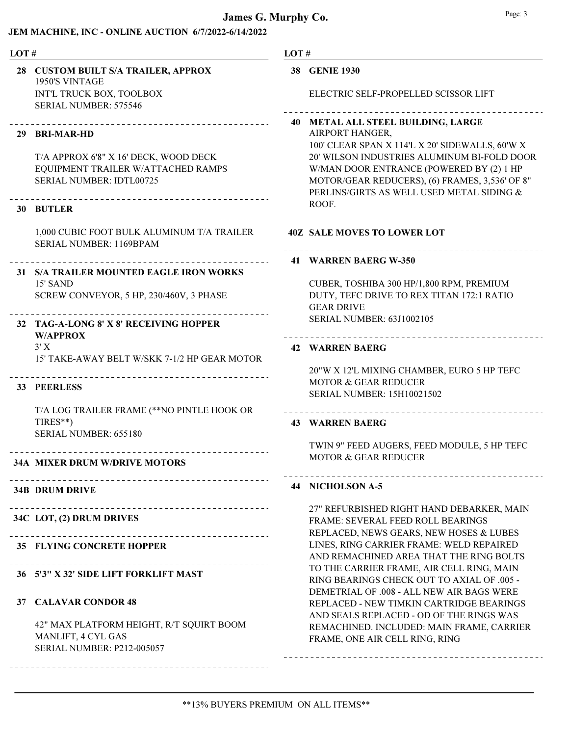# James G. Murphy Co.

## JEM MACHINE, INC - ONLINE AUCTION 6/7/2022-6/14/2022

**LOT #**

**28 CUSTOM BUILT S/A TRAILER, APPROX**
1950'S VINTAGE
INT'L TRUCK BOX, TOOLBOX
SERIAL NUMBER: 575546

---

**29 BRI-MAR-HD**

T/A APPROX 6'8" X 16' DECK, WOOD DECK EQUIPMENT TRAILER W/ATTACHED RAMPS
SERIAL NUMBER: IDTL00725

---

**30 BUTLER**

1,000 CUBIC FOOT BULK ALUMINUM T/A TRAILER
SERIAL NUMBER: 1169BPAM

---

**31 S/A TRAILER MOUNTED EAGLE IRON WORKS**
15' SAND
SCREW CONVEYOR, 5 HP, 230/460V, 3 PHASE

---

**32 TAG-A-LONG 8' X 8' RECEIVING HOPPER W/APPROX**
3' X
15' TAKE-AWAY BELT W/SKK 7-1/2 HP GEAR MOTOR

---

**33 PEERLESS**

T/A LOG TRAILER FRAME (**NO PINTLE HOOK OR TIRES**)
SERIAL NUMBER: 655180

---

**34A MIXER DRUM W/DRIVE MOTORS**

---

**34B DRUM DRIVE**

---

**34C LOT, (2) DRUM DRIVES**

---

**35 FLYING CONCRETE HOPPER**

---

**36 5'3" X 32' SIDE LIFT FORKLIFT MAST**

---

**37 CALAVAR CONDOR 48**

42" MAX PLATFORM HEIGHT, R/T SQUIRT BOOM MANLIFT, 4 CYL GAS
SERIAL NUMBER: P212-005057

---

**38 GENIE 1930**

ELECTRIC SELF-PROPELLED SCISSOR LIFT

---

**40 METAL ALL STEEL BUILDING, LARGE**
AIRPORT HANGER,
100' CLEAR SPAN X 114'L X 20' SIDEWALLS, 60'W X 20' WILSON INDUSTRIES ALUMINUM BI-FOLD DOOR W/MAN DOOR ENTRANCE (POWERED BY (2) 1 HP MOTOR/GEAR REDUCERS), (6) FRAMES, 3,536' OF 8" PERLINS/GIRTS AS WELL USED METAL SIDING & ROOF.

---

**40Z SALE MOVES TO LOWER LOT**

---

**41 WARREN BAERG W-350**

CUBER, TOSHIBA 300 HP/1,800 RPM, PREMIUM DUTY, TEFC DRIVE TO REX TITAN 172:1 RATIO GEAR DRIVE
SERIAL NUMBER: 63J1002105

---

**42 WARREN BAERG**

20"W X 12'L MIXING CHAMBER, EURO 5 HP TEFC MOTOR & GEAR REDUCER
SERIAL NUMBER: 15H10021502

---

**43 WARREN BAERG**

TWIN 9" FEED AUGERS, FEED MODULE, 5 HP TEFC MOTOR & GEAR REDUCER

---

**44 NICHOLSON A-5**

27" REFURBISHED RIGHT HAND DEBARKER, MAIN FRAME: SEVERAL FEED ROLL BEARINGS REPLACED, NEWS GEARS, NEW HOSES & LUBES LINES, RING CARRIER FRAME: WELD REPAIRED AND REMACHINED AREA THAT THE RING BOLTS TO THE CARRIER FRAME, AIR CELL RING, MAIN RING BEARINGS CHECK OUT TO AXIAL OF .005 - DEMETRIAL OF .008 - ALL NEW AIR BAGS WERE REPLACED - NEW TIMKIN CARTRIDGE BEARINGS AND SEALS REPLACED - OD OF THE RINGS WAS REMACHINED. INCLUDED: MAIN FRAME, CARRIER FRAME, ONE AIR CELL RING, RING

---

**13% BUYERS PREMIUM ON ALL ITEMS**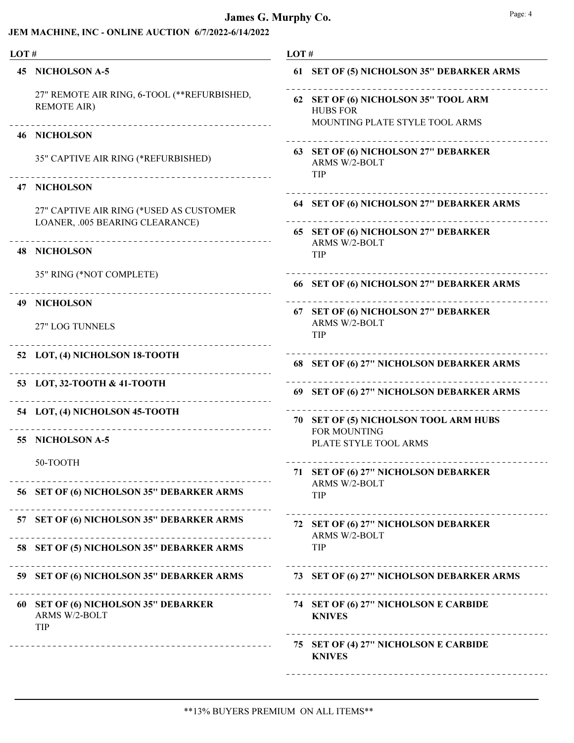# James G. Murphy Co.

## JEM MACHINE, INC - ONLINE AUCTION 6/7/2022-6/14/2022

**LOT #**

**45 NICHOLSON A-5**

27" REMOTE AIR RING, 6-TOOL (**REFURBISHED, REMOTE AIR)

**46 NICHOLSON**

35" CAPTIVE AIR RING (*REFURBISHED)

**47 NICHOLSON**

27" CAPTIVE AIR RING (*USED AS CUSTOMER LOANER, .005 BEARING CLEARANCE)

**48 NICHOLSON**

35" RING (*NOT COMPLETE)

**49 NICHOLSON**

27" LOG TUNNELS

**52 LOT, (4) NICHOLSON 18-TOOTH**

**53 LOT, 32-TOOTH & 41-TOOTH**

**54 LOT, (4) NICHOLSON 45-TOOTH**

**55 NICHOLSON A-5**

50-TOOTH

**56 SET OF (6) NICHOLSON 35" DEBARKER ARMS**

**57 SET OF (6) NICHOLSON 35" DEBARKER ARMS**

**58 SET OF (5) NICHOLSON 35" DEBARKER ARMS**

**59 SET OF (6) NICHOLSON 35" DEBARKER ARMS**

**60 SET OF (6) NICHOLSON 35" DEBARKER**
ARMS W/2-BOLT
TIP

**61 SET OF (5) NICHOLSON 35" DEBARKER ARMS**

**62 SET OF (6) NICHOLSON 35" TOOL ARM**
HUBS FOR
MOUNTING PLATE STYLE TOOL ARMS

**63 SET OF (6) NICHOLSON 27" DEBARKER**
ARMS W/2-BOLT
TIP

**64 SET OF (6) NICHOLSON 27" DEBARKER ARMS**

**65 SET OF (6) NICHOLSON 27" DEBARKER**
ARMS W/2-BOLT
TIP

**66 SET OF (6) NICHOLSON 27" DEBARKER ARMS**

**67 SET OF (6) NICHOLSON 27" DEBARKER**
ARMS W/2-BOLT
TIP

**68 SET OF (6) 27" NICHOLSON DEBARKER ARMS**

**69 SET OF (6) 27" NICHOLSON DEBARKER ARMS**

**70 SET OF (5) NICHOLSON TOOL ARM HUBS**
FOR MOUNTING
PLATE STYLE TOOL ARMS

**71 SET OF (6) 27" NICHOLSON DEBARKER**
ARMS W/2-BOLT
TIP

**72 SET OF (6) 27" NICHOLSON DEBARKER**
ARMS W/2-BOLT
TIP

**73 SET OF (6) 27" NICHOLSON DEBARKER ARMS**

**74 SET OF (6) 27" NICHOLSON E CARBIDE KNIVES**

**75 SET OF (4) 27" NICHOLSON E CARBIDE KNIVES**

**13% BUYERS PREMIUM ON ALL ITEMS**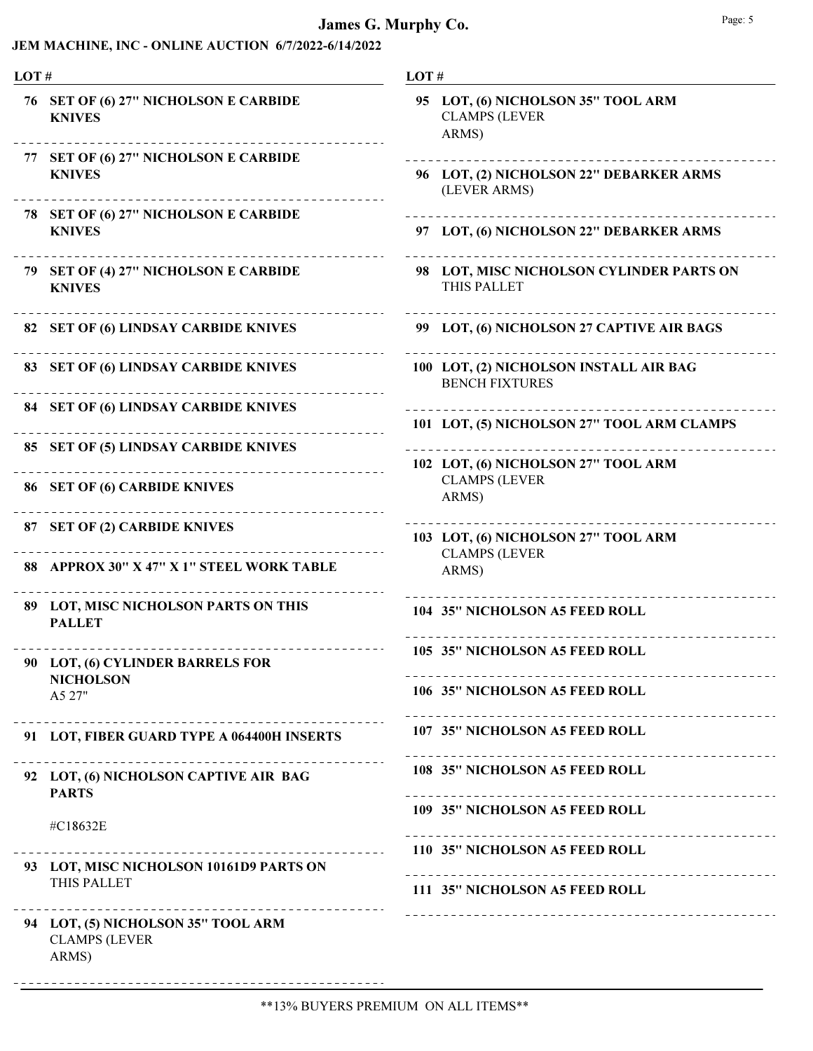# James G. Murphy Co.

## JEM MACHINE, INC - ONLINE AUCTION 6/7/2022-6/14/2022

| LOT # | Description |
|---|---|
| 76 | **SET OF (6) 27" NICHOLSON E CARBIDE KNIVES** |
| 77 | **SET OF (6) 27" NICHOLSON E CARBIDE KNIVES** |
| 78 | **SET OF (6) 27" NICHOLSON E CARBIDE KNIVES** |
| 79 | **SET OF (4) 27" NICHOLSON E CARBIDE KNIVES** |
| 82 | **SET OF (6) LINDSAY CARBIDE KNIVES** |
| 83 | **SET OF (6) LINDSAY CARBIDE KNIVES** |
| 84 | **SET OF (6) LINDSAY CARBIDE KNIVES** |
| 85 | **SET OF (5) LINDSAY CARBIDE KNIVES** |
| 86 | **SET OF (6) CARBIDE KNIVES** |
| 87 | **SET OF (2) CARBIDE KNIVES** |
| 88 | **APPROX 30" X 47" X 1" STEEL WORK TABLE** |
| 89 | **LOT, MISC NICHOLSON PARTS ON THIS PALLET** |
| 90 | **LOT, (6) CYLINDER BARRELS FOR NICHOLSON** A5 27" |
| 91 | **LOT, FIBER GUARD TYPE A 064400H INSERTS** |
| 92 | **LOT, (6) NICHOLSON CAPTIVE AIR BAG PARTS** #C18632E |
| 93 | **LOT, MISC NICHOLSON 10161D9 PARTS ON** THIS PALLET |
| 94 | **LOT, (5) NICHOLSON 35" TOOL ARM** CLAMPS (LEVER ARMS) |
| 95 | **LOT, (6) NICHOLSON 35" TOOL ARM** CLAMPS (LEVER ARMS) |
| 96 | **LOT, (2) NICHOLSON 22" DEBARKER ARMS** (LEVER ARMS) |
| 97 | **LOT, (6) NICHOLSON 22" DEBARKER ARMS** |
| 98 | **LOT, MISC NICHOLSON CYLINDER PARTS ON** THIS PALLET |
| 99 | **LOT, (6) NICHOLSON 27 CAPTIVE AIR BAGS** |
| 100 | **LOT, (2) NICHOLSON INSTALL AIR BAG** BENCH FIXTURES |
| 101 | **LOT, (5) NICHOLSON 27" TOOL ARM CLAMPS** |
| 102 | **LOT, (6) NICHOLSON 27" TOOL ARM** CLAMPS (LEVER ARMS) |
| 103 | **LOT, (6) NICHOLSON 27" TOOL ARM** CLAMPS (LEVER ARMS) |
| 104 | **35" NICHOLSON A5 FEED ROLL** |
| 105 | **35" NICHOLSON A5 FEED ROLL** |
| 106 | **35" NICHOLSON A5 FEED ROLL** |
| 107 | **35" NICHOLSON A5 FEED ROLL** |
| 108 | **35" NICHOLSON A5 FEED ROLL** |
| 109 | **35" NICHOLSON A5 FEED ROLL** |
| 110 | **35" NICHOLSON A5 FEED ROLL** |
| 111 | **35" NICHOLSON A5 FEED ROLL** |

**13% BUYERS PREMIUM ON ALL ITEMS**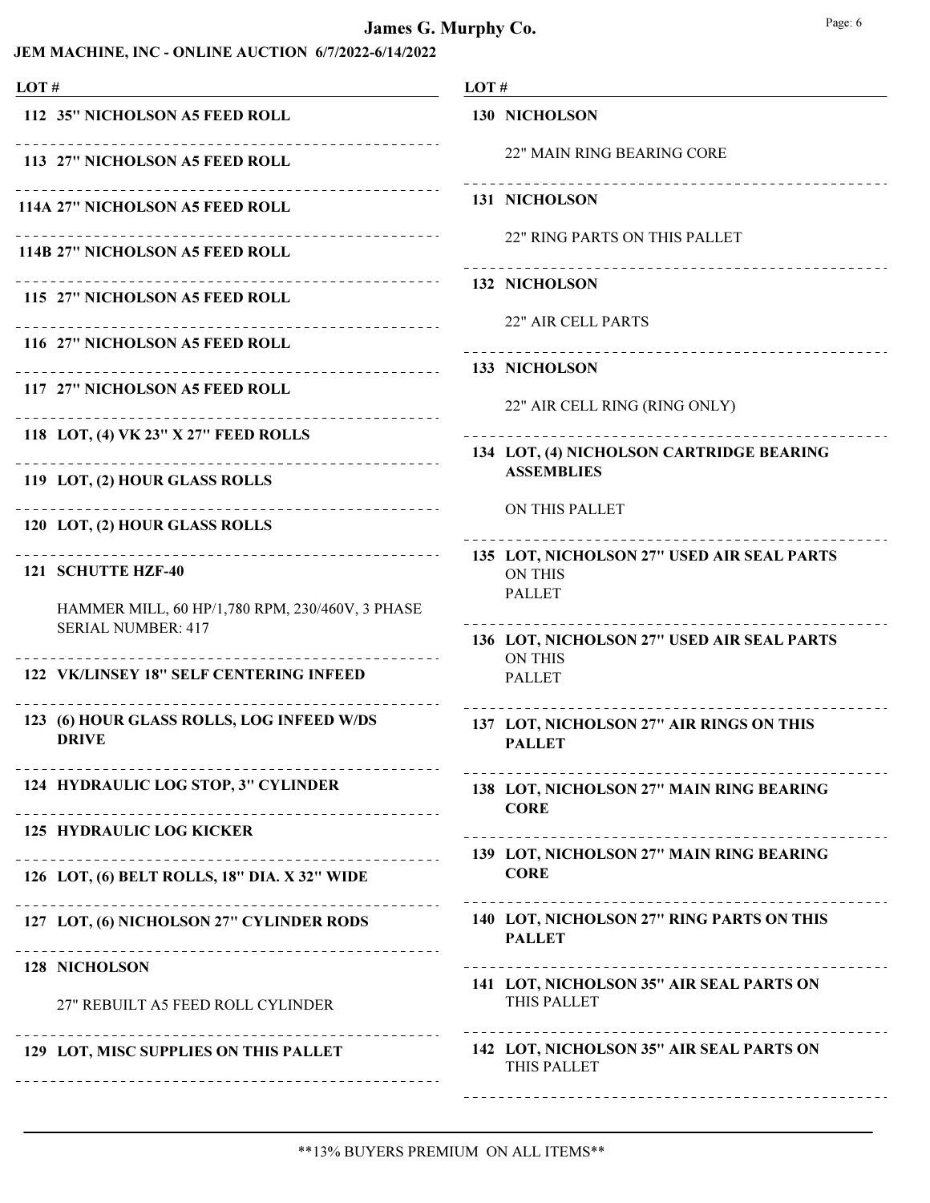**James G. Murphy Co.**

**JEM MACHINE, INC - ONLINE AUCTION 6/7/2022-6/14/2022**

| LOT # | |
|---|---|
| 112 | **35" NICHOLSON A5 FEED ROLL** |
| 113 | **27" NICHOLSON A5 FEED ROLL** |
| 114A | **27" NICHOLSON A5 FEED ROLL** |
| 114B | **27" NICHOLSON A5 FEED ROLL** |
| 115 | **27" NICHOLSON A5 FEED ROLL** |
| 116 | **27" NICHOLSON A5 FEED ROLL** |
| 117 | **27" NICHOLSON A5 FEED ROLL** |
| 118 | **LOT, (4) VK 23" X 27" FEED ROLLS** |
| 119 | **LOT, (2) HOUR GLASS ROLLS** |
| 120 | **LOT, (2) HOUR GLASS ROLLS** |
| 121 | **SCHUTTE HZF-40**<br>HAMMER MILL, 60 HP/1,780 RPM, 230/460V, 3 PHASE<br>SERIAL NUMBER: 417 |
| 122 | **VK/LINSEY 18" SELF CENTERING INFEED** |
| 123 | **(6) HOUR GLASS ROLLS, LOG INFEED W/DS DRIVE** |
| 124 | **HYDRAULIC LOG STOP, 3" CYLINDER** |
| 125 | **HYDRAULIC LOG KICKER** |
| 126 | **LOT, (6) BELT ROLLS, 18" DIA. X 32" WIDE** |
| 127 | **LOT, (6) NICHOLSON 27" CYLINDER RODS** |
| 128 | **NICHOLSON**<br>27" REBUILT A5 FEED ROLL CYLINDER |
| 129 | **LOT, MISC SUPPLIES ON THIS PALLET** |
| 130 | **NICHOLSON**<br>22" MAIN RING BEARING CORE |
| 131 | **NICHOLSON**<br>22" RING PARTS ON THIS PALLET |
| 132 | **NICHOLSON**<br>22" AIR CELL PARTS |
| 133 | **NICHOLSON**<br>22" AIR CELL RING (RING ONLY) |
| 134 | **LOT, (4) NICHOLSON CARTRIDGE BEARING ASSEMBLIES**<br>ON THIS PALLET |
| 135 | **LOT, NICHOLSON 27" USED AIR SEAL PARTS** ON THIS PALLET |
| 136 | **LOT, NICHOLSON 27" USED AIR SEAL PARTS** ON THIS PALLET |
| 137 | **LOT, NICHOLSON 27" AIR RINGS ON THIS PALLET** |
| 138 | **LOT, NICHOLSON 27" MAIN RING BEARING CORE** |
| 139 | **LOT, NICHOLSON 27" MAIN RING BEARING CORE** |
| 140 | **LOT, NICHOLSON 27" RING PARTS ON THIS PALLET** |
| 141 | **LOT, NICHOLSON 35" AIR SEAL PARTS ON** THIS PALLET |
| 142 | **LOT, NICHOLSON 35" AIR SEAL PARTS ON** THIS PALLET |

**13% BUYERS PREMIUM ON ALL ITEMS**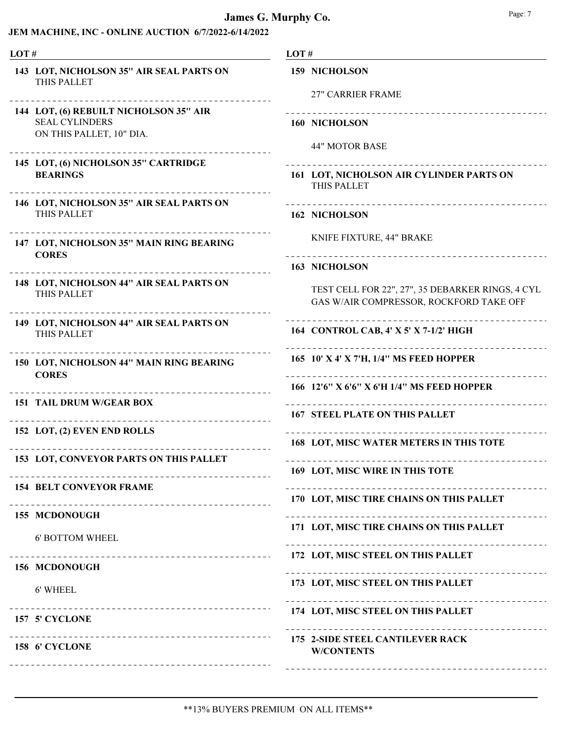## JEM MACHINE, INC - ONLINE AUCTION 6/7/2022-6/14/2022

| LOT # | |
|---|---|
| 143 | **LOT, NICHOLSON 35" AIR SEAL PARTS ON** THIS PALLET |
| 144 | **LOT, (6) REBUILT NICHOLSON 35" AIR** SEAL CYLINDERS ON THIS PALLET, 10" DIA. |
| 145 | **LOT, (6) NICHOLSON 35" CARTRIDGE BEARINGS** |
| 146 | **LOT, NICHOLSON 35" AIR SEAL PARTS ON** THIS PALLET |
| 147 | **LOT, NICHOLSON 35" MAIN RING BEARING CORES** |
| 148 | **LOT, NICHOLSON 44" AIR SEAL PARTS ON** THIS PALLET |
| 149 | **LOT, NICHOLSON 44" AIR SEAL PARTS ON** THIS PALLET |
| 150 | **LOT, NICHOLSON 44" MAIN RING BEARING CORES** |
| 151 | **TAIL DRUM W/GEAR BOX** |
| 152 | **LOT, (2) EVEN END ROLLS** |
| 153 | **LOT, CONVEYOR PARTS ON THIS PALLET** |
| 154 | **BELT CONVEYOR FRAME** |
| 155 | **MCDONOUGH** 6' BOTTOM WHEEL |
| 156 | **MCDONOUGH** 6' WHEEL |
| 157 | **5' CYCLONE** |
| 158 | **6' CYCLONE** |
| 159 | **NICHOLSON** 27" CARRIER FRAME |
| 160 | **NICHOLSON** 44" MOTOR BASE |
| 161 | **LOT, NICHOLSON AIR CYLINDER PARTS ON** THIS PALLET |
| 162 | **NICHOLSON** KNIFE FIXTURE, 44" BRAKE |
| 163 | **NICHOLSON** TEST CELL FOR 22", 27", 35 DEBARKER RINGS, 4 CYL GAS W/AIR COMPRESSOR, ROCKFORD TAKE OFF |
| 164 | **CONTROL CAB, 4' X 5' X 7-1/2' HIGH** |
| 165 | **10' X 4' X 7'H, 1/4" MS FEED HOPPER** |
| 166 | **12'6" X 6'6" X 6'H 1/4" MS FEED HOPPER** |
| 167 | **STEEL PLATE ON THIS PALLET** |
| 168 | **LOT, MISC WATER METERS IN THIS TOTE** |
| 169 | **LOT, MISC WIRE IN THIS TOTE** |
| 170 | **LOT, MISC TIRE CHAINS ON THIS PALLET** |
| 171 | **LOT, MISC TIRE CHAINS ON THIS PALLET** |
| 172 | **LOT, MISC STEEL ON THIS PALLET** |
| 173 | **LOT, MISC STEEL ON THIS PALLET** |
| 174 | **LOT, MISC STEEL ON THIS PALLET** |
| 175 | **2-SIDE STEEL CANTILEVER RACK W/CONTENTS** |

**13% BUYERS PREMIUM ON ALL ITEMS**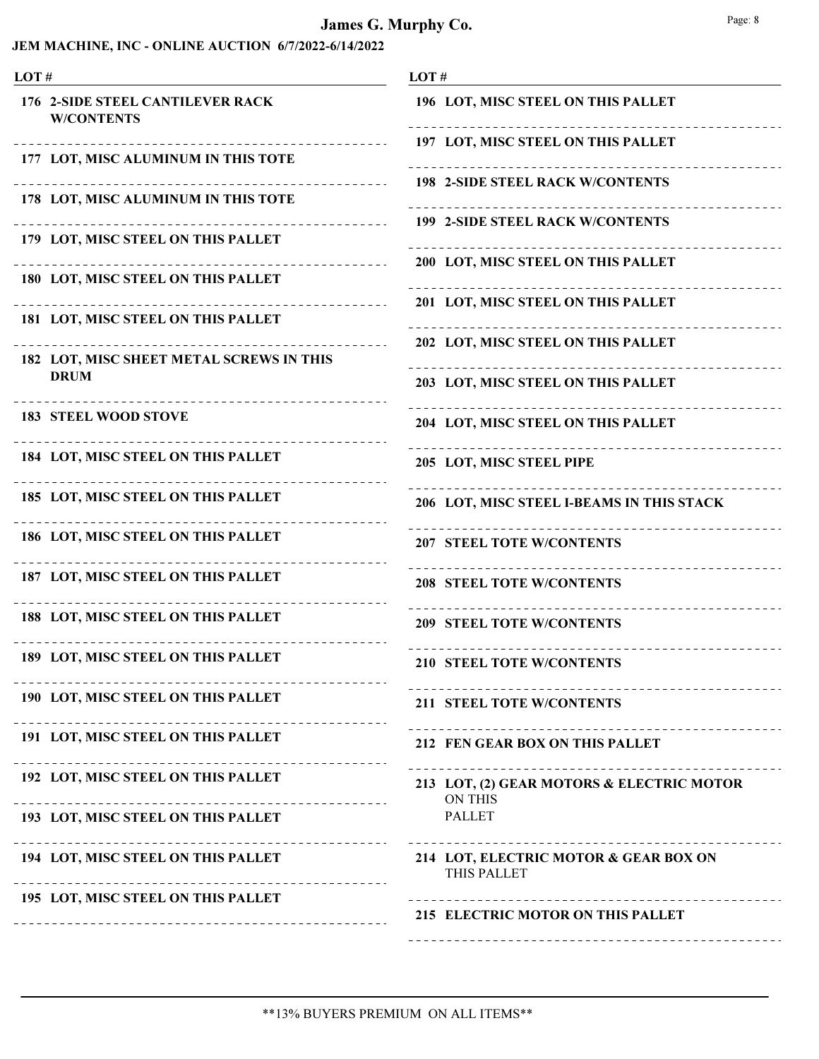# James G. Murphy Co.

## JEM MACHINE, INC - ONLINE AUCTION 6/7/2022-6/14/2022

| LOT # | |
|---|---|
| 176 | 2-SIDE STEEL CANTILEVER RACK W/CONTENTS |
| 177 | LOT, MISC ALUMINUM IN THIS TOTE |
| 178 | LOT, MISC ALUMINUM IN THIS TOTE |
| 179 | LOT, MISC STEEL ON THIS PALLET |
| 180 | LOT, MISC STEEL ON THIS PALLET |
| 181 | LOT, MISC STEEL ON THIS PALLET |
| 182 | LOT, MISC SHEET METAL SCREWS IN THIS DRUM |
| 183 | STEEL WOOD STOVE |
| 184 | LOT, MISC STEEL ON THIS PALLET |
| 185 | LOT, MISC STEEL ON THIS PALLET |
| 186 | LOT, MISC STEEL ON THIS PALLET |
| 187 | LOT, MISC STEEL ON THIS PALLET |
| 188 | LOT, MISC STEEL ON THIS PALLET |
| 189 | LOT, MISC STEEL ON THIS PALLET |
| 190 | LOT, MISC STEEL ON THIS PALLET |
| 191 | LOT, MISC STEEL ON THIS PALLET |
| 192 | LOT, MISC STEEL ON THIS PALLET |
| 193 | LOT, MISC STEEL ON THIS PALLET |
| 194 | LOT, MISC STEEL ON THIS PALLET |
| 195 | LOT, MISC STEEL ON THIS PALLET |
| 196 | LOT, MISC STEEL ON THIS PALLET |
| 197 | LOT, MISC STEEL ON THIS PALLET |
| 198 | 2-SIDE STEEL RACK W/CONTENTS |
| 199 | 2-SIDE STEEL RACK W/CONTENTS |
| 200 | LOT, MISC STEEL ON THIS PALLET |
| 201 | LOT, MISC STEEL ON THIS PALLET |
| 202 | LOT, MISC STEEL ON THIS PALLET |
| 203 | LOT, MISC STEEL ON THIS PALLET |
| 204 | LOT, MISC STEEL ON THIS PALLET |
| 205 | LOT, MISC STEEL PIPE |
| 206 | LOT, MISC STEEL I-BEAMS IN THIS STACK |
| 207 | STEEL TOTE W/CONTENTS |
| 208 | STEEL TOTE W/CONTENTS |
| 209 | STEEL TOTE W/CONTENTS |
| 210 | STEEL TOTE W/CONTENTS |
| 211 | STEEL TOTE W/CONTENTS |
| 212 | FEN GEAR BOX ON THIS PALLET |
| 213 | LOT, (2) GEAR MOTORS & ELECTRIC MOTOR ON THIS PALLET |
| 214 | LOT, ELECTRIC MOTOR & GEAR BOX ON THIS PALLET |
| 215 | ELECTRIC MOTOR ON THIS PALLET |

**13% BUYERS PREMIUM ON ALL ITEMS**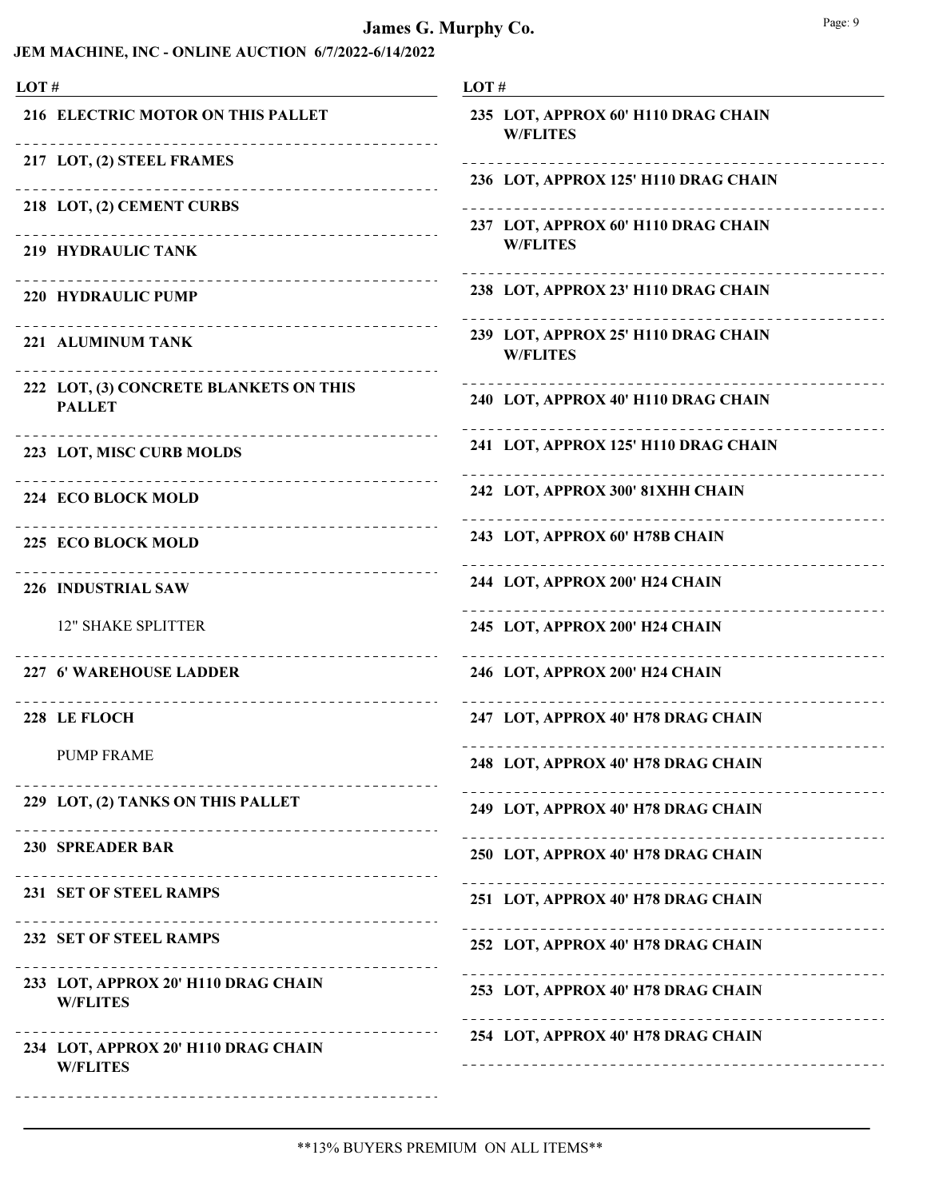# James G. Murphy Co.

## JEM MACHINE, INC - ONLINE AUCTION 6/7/2022-6/14/2022

| LOT # | |
|---|---|
| 216 | ELECTRIC MOTOR ON THIS PALLET |
| 217 | LOT, (2) STEEL FRAMES |
| 218 | LOT, (2) CEMENT CURBS |
| 219 | HYDRAULIC TANK |
| 220 | HYDRAULIC PUMP |
| 221 | ALUMINUM TANK |
| 222 | LOT, (3) CONCRETE BLANKETS ON THIS PALLET |
| 223 | LOT, MISC CURB MOLDS |
| 224 | ECO BLOCK MOLD |
| 225 | ECO BLOCK MOLD |
| 226 | INDUSTRIAL SAW<br>12" SHAKE SPLITTER |
| 227 | 6' WAREHOUSE LADDER |
| 228 | LE FLOCH<br>PUMP FRAME |
| 229 | LOT, (2) TANKS ON THIS PALLET |
| 230 | SPREADER BAR |
| 231 | SET OF STEEL RAMPS |
| 232 | SET OF STEEL RAMPS |
| 233 | LOT, APPROX 20' H110 DRAG CHAIN W/FLITES |
| 234 | LOT, APPROX 20' H110 DRAG CHAIN W/FLITES |
| 235 | LOT, APPROX 60' H110 DRAG CHAIN W/FLITES |
| 236 | LOT, APPROX 125' H110 DRAG CHAIN |
| 237 | LOT, APPROX 60' H110 DRAG CHAIN W/FLITES |
| 238 | LOT, APPROX 23' H110 DRAG CHAIN |
| 239 | LOT, APPROX 25' H110 DRAG CHAIN W/FLITES |
| 240 | LOT, APPROX 40' H110 DRAG CHAIN |
| 241 | LOT, APPROX 125' H110 DRAG CHAIN |
| 242 | LOT, APPROX 300' 81XHH CHAIN |
| 243 | LOT, APPROX 60' H78B CHAIN |
| 244 | LOT, APPROX 200' H24 CHAIN |
| 245 | LOT, APPROX 200' H24 CHAIN |
| 246 | LOT, APPROX 200' H24 CHAIN |
| 247 | LOT, APPROX 40' H78 DRAG CHAIN |
| 248 | LOT, APPROX 40' H78 DRAG CHAIN |
| 249 | LOT, APPROX 40' H78 DRAG CHAIN |
| 250 | LOT, APPROX 40' H78 DRAG CHAIN |
| 251 | LOT, APPROX 40' H78 DRAG CHAIN |
| 252 | LOT, APPROX 40' H78 DRAG CHAIN |
| 253 | LOT, APPROX 40' H78 DRAG CHAIN |
| 254 | LOT, APPROX 40' H78 DRAG CHAIN |

**13% BUYERS PREMIUM ON ALL ITEMS**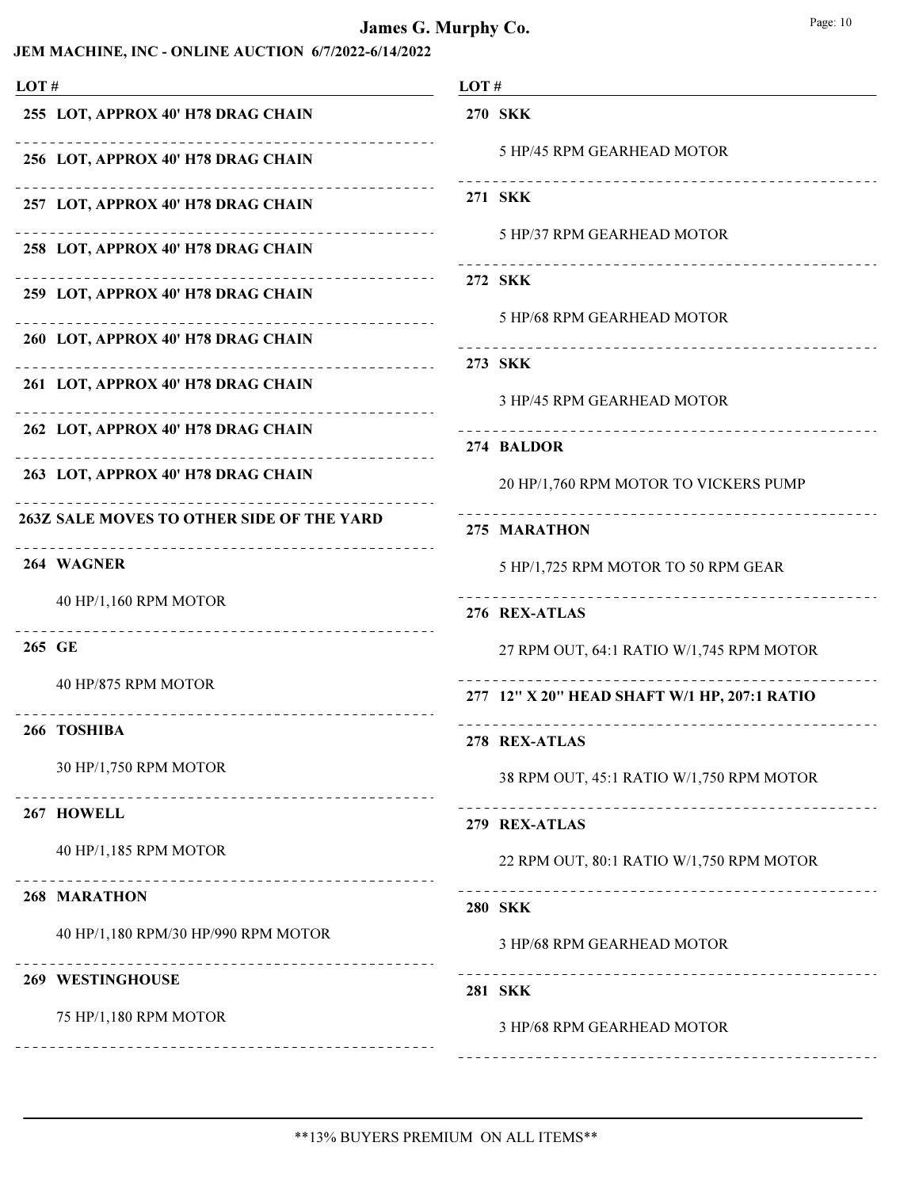# James G. Murphy Co.

## JEM MACHINE, INC - ONLINE AUCTION 6/7/2022-6/14/2022

**LOT #**

**255 LOT, APPROX 40' H78 DRAG CHAIN**

**256 LOT, APPROX 40' H78 DRAG CHAIN**

**257 LOT, APPROX 40' H78 DRAG CHAIN**

**258 LOT, APPROX 40' H78 DRAG CHAIN**

**259 LOT, APPROX 40' H78 DRAG CHAIN**

**260 LOT, APPROX 40' H78 DRAG CHAIN**

**261 LOT, APPROX 40' H78 DRAG CHAIN**

**262 LOT, APPROX 40' H78 DRAG CHAIN**

**263 LOT, APPROX 40' H78 DRAG CHAIN**

**263Z SALE MOVES TO OTHER SIDE OF THE YARD**

**264 WAGNER**

40 HP/1,160 RPM MOTOR

**265 GE**

40 HP/875 RPM MOTOR

**266 TOSHIBA**

30 HP/1,750 RPM MOTOR

**267 HOWELL**

40 HP/1,185 RPM MOTOR

**268 MARATHON**

40 HP/1,180 RPM/30 HP/990 RPM MOTOR

**269 WESTINGHOUSE**

75 HP/1,180 RPM MOTOR

**270 SKK**

5 HP/45 RPM GEARHEAD MOTOR

**271 SKK**

5 HP/37 RPM GEARHEAD MOTOR

**272 SKK**

5 HP/68 RPM GEARHEAD MOTOR

**273 SKK**

3 HP/45 RPM GEARHEAD MOTOR

**274 BALDOR**

20 HP/1,760 RPM MOTOR TO VICKERS PUMP

**275 MARATHON**

5 HP/1,725 RPM MOTOR TO 50 RPM GEAR

**276 REX-ATLAS**

27 RPM OUT, 64:1 RATIO W/1,745 RPM MOTOR

**277 12" X 20" HEAD SHAFT W/1 HP, 207:1 RATIO**

**278 REX-ATLAS**

38 RPM OUT, 45:1 RATIO W/1,750 RPM MOTOR

**279 REX-ATLAS**

22 RPM OUT, 80:1 RATIO W/1,750 RPM MOTOR

**280 SKK**

3 HP/68 RPM GEARHEAD MOTOR

**281 SKK**

3 HP/68 RPM GEARHEAD MOTOR

**13% BUYERS PREMIUM ON ALL ITEMS**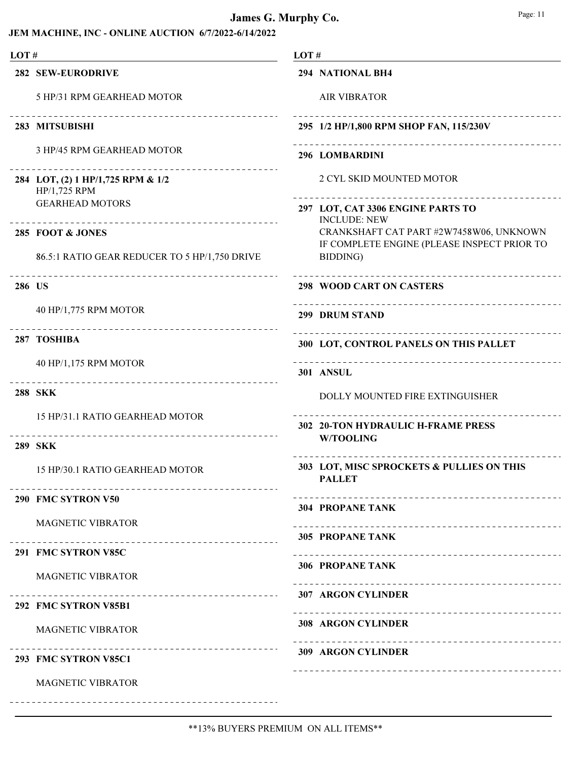# James G. Murphy Co.

## JEM MACHINE, INC - ONLINE AUCTION 6/7/2022-6/14/2022

**LOT #**

**282 SEW-EURODRIVE**

5 HP/31 RPM GEARHEAD MOTOR

**283 MITSUBISHI**

3 HP/45 RPM GEARHEAD MOTOR

**284 LOT, (2) 1 HP/1,725 RPM & 1/2**
HP/1,725 RPM
GEARHEAD MOTORS

**285 FOOT & JONES**

86.5:1 RATIO GEAR REDUCER TO 5 HP/1,750 DRIVE

**286 US**

40 HP/1,775 RPM MOTOR

**287 TOSHIBA**

40 HP/1,175 RPM MOTOR

**288 SKK**

15 HP/31.1 RATIO GEARHEAD MOTOR

**289 SKK**

15 HP/30.1 RATIO GEARHEAD MOTOR

**290 FMC SYTRON V50**

MAGNETIC VIBRATOR

**291 FMC SYTRON V85C**

MAGNETIC VIBRATOR

**292 FMC SYTRON V85B1**

MAGNETIC VIBRATOR

**293 FMC SYTRON V85C1**

MAGNETIC VIBRATOR

**294 NATIONAL BH4**

AIR VIBRATOR

**295 1/2 HP/1,800 RPM SHOP FAN, 115/230V**

**296 LOMBARDINI**

2 CYL SKID MOUNTED MOTOR

**297 LOT, CAT 3306 ENGINE PARTS TO**
INCLUDE: NEW
CRANKSHAFT CAT PART #2W7458W06, UNKNOWN IF COMPLETE ENGINE (PLEASE INSPECT PRIOR TO BIDDING)

**298 WOOD CART ON CASTERS**

**299 DRUM STAND**

**300 LOT, CONTROL PANELS ON THIS PALLET**

**301 ANSUL**

DOLLY MOUNTED FIRE EXTINGUISHER

**302 20-TON HYDRAULIC H-FRAME PRESS W/TOOLING**

**303 LOT, MISC SPROCKETS & PULLIES ON THIS PALLET**

**304 PROPANE TANK**

**305 PROPANE TANK**

**306 PROPANE TANK**

**307 ARGON CYLINDER**

**308 ARGON CYLINDER**

**309 ARGON CYLINDER**

\*\*13% BUYERS PREMIUM ON ALL ITEMS\*\*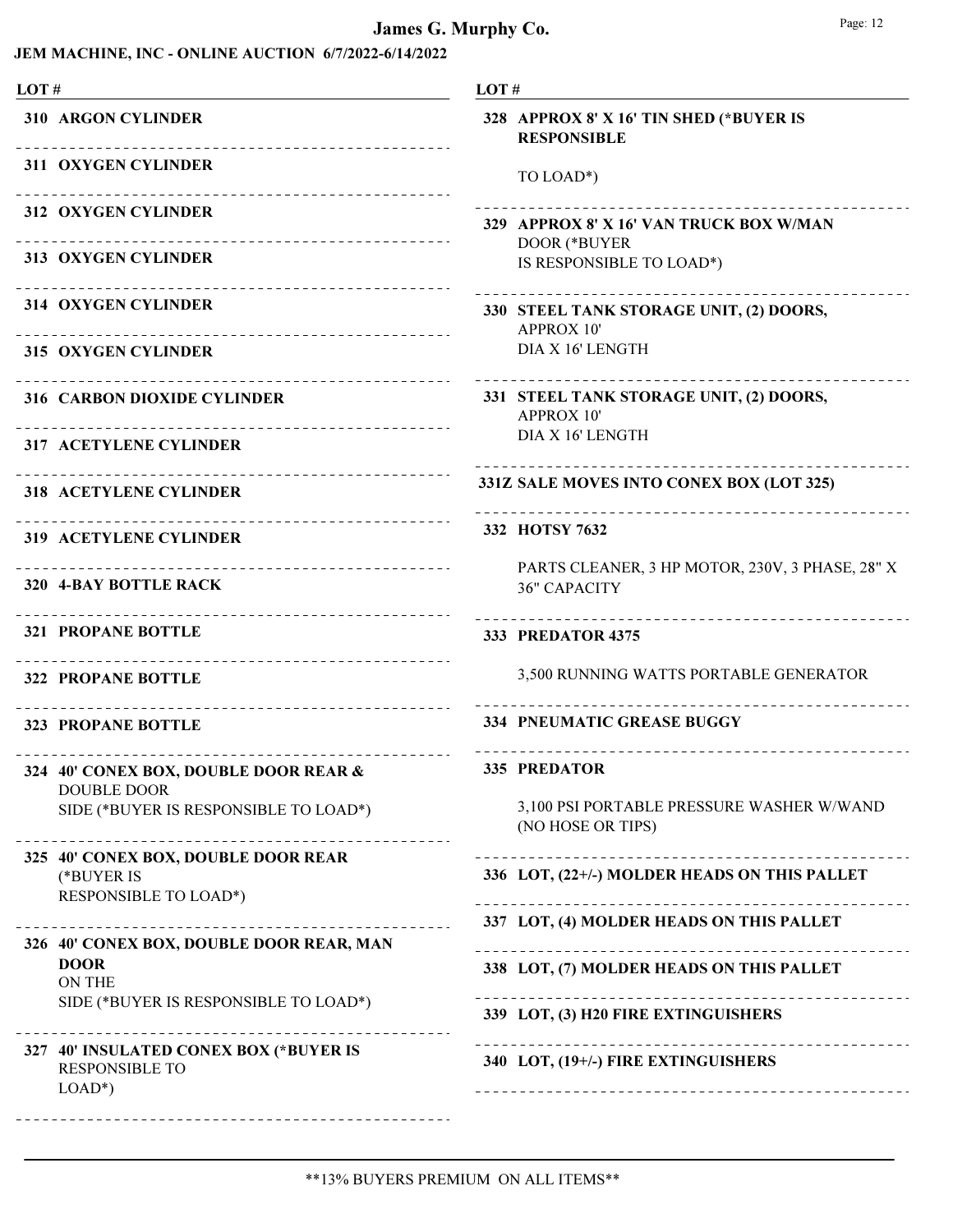# James G. Murphy Co.

## JEM MACHINE, INC - ONLINE AUCTION 6/7/2022-6/14/2022

| LOT # | |
|---|---|
| 310 | **ARGON CYLINDER** |
| 311 | **OXYGEN CYLINDER** |
| 312 | **OXYGEN CYLINDER** |
| 313 | **OXYGEN CYLINDER** |
| 314 | **OXYGEN CYLINDER** |
| 315 | **OXYGEN CYLINDER** |
| 316 | **CARBON DIOXIDE CYLINDER** |
| 317 | **ACETYLENE CYLINDER** |
| 318 | **ACETYLENE CYLINDER** |
| 319 | **ACETYLENE CYLINDER** |
| 320 | **4-BAY BOTTLE RACK** |
| 321 | **PROPANE BOTTLE** |
| 322 | **PROPANE BOTTLE** |
| 323 | **PROPANE BOTTLE** |
| 324 | **40' CONEX BOX, DOUBLE DOOR REAR &** DOUBLE DOOR SIDE (*BUYER IS RESPONSIBLE TO LOAD*) |
| 325 | **40' CONEX BOX, DOUBLE DOOR REAR** (*BUYER IS RESPONSIBLE TO LOAD*) |
| 326 | **40' CONEX BOX, DOUBLE DOOR REAR, MAN DOOR** ON THE SIDE (*BUYER IS RESPONSIBLE TO LOAD*) |
| 327 | **40' INSULATED CONEX BOX (*BUYER IS** RESPONSIBLE TO LOAD*) |
| 328 | **APPROX 8' X 16' TIN SHED (*BUYER IS RESPONSIBLE** TO LOAD*) |
| 329 | **APPROX 8' X 16' VAN TRUCK BOX W/MAN** DOOR (*BUYER IS RESPONSIBLE TO LOAD*) |
| 330 | **STEEL TANK STORAGE UNIT, (2) DOORS,** APPROX 10' DIA X 16' LENGTH |
| 331 | **STEEL TANK STORAGE UNIT, (2) DOORS,** APPROX 10' DIA X 16' LENGTH |
| 331Z | **SALE MOVES INTO CONEX BOX (LOT 325)** |
| 332 | **HOTSY 7632** PARTS CLEANER, 3 HP MOTOR, 230V, 3 PHASE, 28" X 36" CAPACITY |
| 333 | **PREDATOR 4375** 3,500 RUNNING WATTS PORTABLE GENERATOR |
| 334 | **PNEUMATIC GREASE BUGGY** |
| 335 | **PREDATOR** 3,100 PSI PORTABLE PRESSURE WASHER W/WAND (NO HOSE OR TIPS) |
| 336 | **LOT, (22+/-) MOLDER HEADS ON THIS PALLET** |
| 337 | **LOT, (4) MOLDER HEADS ON THIS PALLET** |
| 338 | **LOT, (7) MOLDER HEADS ON THIS PALLET** |
| 339 | **LOT, (3) H20 FIRE EXTINGUISHERS** |
| 340 | **LOT, (19+/-) FIRE EXTINGUISHERS** |

**13% BUYERS PREMIUM ON ALL ITEMS**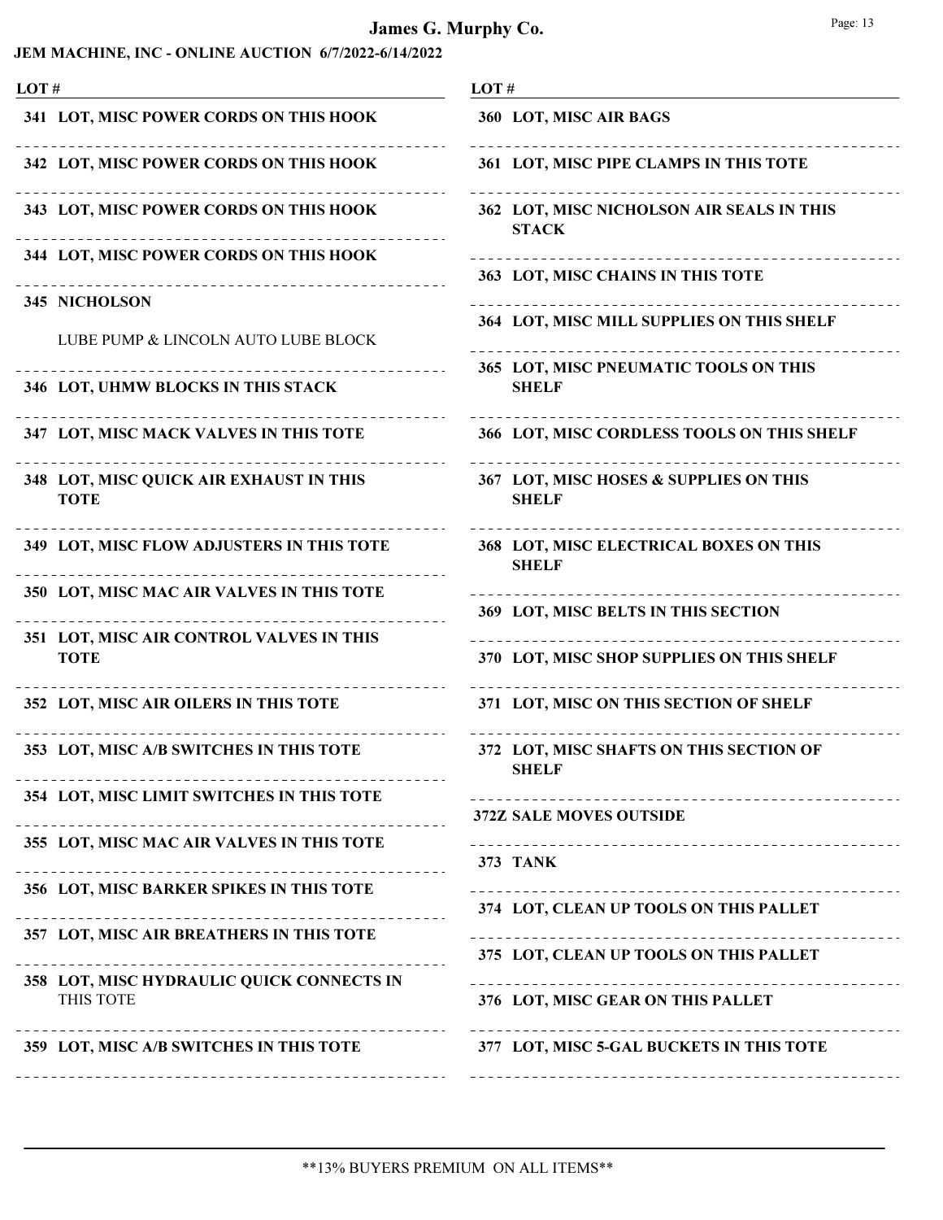**LOT #**

**341 LOT, MISC POWER CORDS ON THIS HOOK**

**342 LOT, MISC POWER CORDS ON THIS HOOK**

**343 LOT, MISC POWER CORDS ON THIS HOOK**

**344 LOT, MISC POWER CORDS ON THIS HOOK**

**345 NICHOLSON**

LUBE PUMP & LINCOLN AUTO LUBE BLOCK

**346 LOT, UHMW BLOCKS IN THIS STACK**

**347 LOT, MISC MACK VALVES IN THIS TOTE**

**348 LOT, MISC QUICK AIR EXHAUST IN THIS TOTE**

**349 LOT, MISC FLOW ADJUSTERS IN THIS TOTE**

**350 LOT, MISC MAC AIR VALVES IN THIS TOTE**

**351 LOT, MISC AIR CONTROL VALVES IN THIS TOTE**

**352 LOT, MISC AIR OILERS IN THIS TOTE**

**353 LOT, MISC A/B SWITCHES IN THIS TOTE**

**354 LOT, MISC LIMIT SWITCHES IN THIS TOTE**

**355 LOT, MISC MAC AIR VALVES IN THIS TOTE**

**356 LOT, MISC BARKER SPIKES IN THIS TOTE**

**357 LOT, MISC AIR BREATHERS IN THIS TOTE**

**358 LOT, MISC HYDRAULIC QUICK CONNECTS IN** THIS TOTE

**359 LOT, MISC A/B SWITCHES IN THIS TOTE**

**LOT #**

**360 LOT, MISC AIR BAGS**

**361 LOT, MISC PIPE CLAMPS IN THIS TOTE**

**362 LOT, MISC NICHOLSON AIR SEALS IN THIS STACK**

**363 LOT, MISC CHAINS IN THIS TOTE**

**364 LOT, MISC MILL SUPPLIES ON THIS SHELF**

**365 LOT, MISC PNEUMATIC TOOLS ON THIS SHELF**

**366 LOT, MISC CORDLESS TOOLS ON THIS SHELF**

**367 LOT, MISC HOSES & SUPPLIES ON THIS SHELF**

**368 LOT, MISC ELECTRICAL BOXES ON THIS SHELF**

**369 LOT, MISC BELTS IN THIS SECTION**

**370 LOT, MISC SHOP SUPPLIES ON THIS SHELF**

**371 LOT, MISC ON THIS SECTION OF SHELF**

**372 LOT, MISC SHAFTS ON THIS SECTION OF SHELF**

**372Z SALE MOVES OUTSIDE**

**373 TANK**

**374 LOT, CLEAN UP TOOLS ON THIS PALLET**

**375 LOT, CLEAN UP TOOLS ON THIS PALLET**

**376 LOT, MISC GEAR ON THIS PALLET**

**377 LOT, MISC 5-GAL BUCKETS IN THIS TOTE**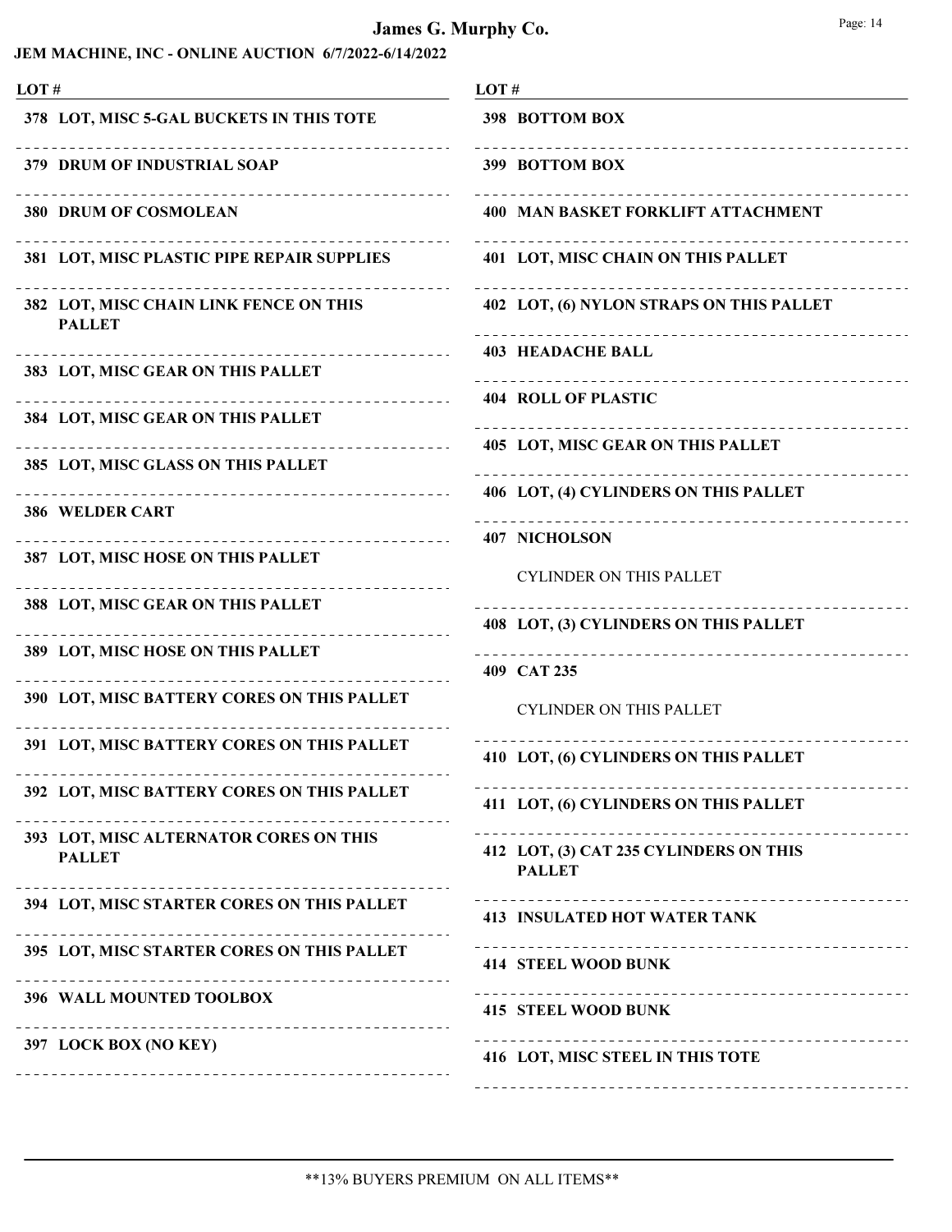# James G. Murphy Co.

## JEM MACHINE, INC - ONLINE AUCTION 6/7/2022-6/14/2022

| LOT # | |
|---|---|
| 378 | LOT, MISC 5-GAL BUCKETS IN THIS TOTE |
| 379 | DRUM OF INDUSTRIAL SOAP |
| 380 | DRUM OF COSMOLEAN |
| 381 | LOT, MISC PLASTIC PIPE REPAIR SUPPLIES |
| 382 | LOT, MISC CHAIN LINK FENCE ON THIS PALLET |
| 383 | LOT, MISC GEAR ON THIS PALLET |
| 384 | LOT, MISC GEAR ON THIS PALLET |
| 385 | LOT, MISC GLASS ON THIS PALLET |
| 386 | WELDER CART |
| 387 | LOT, MISC HOSE ON THIS PALLET |
| 388 | LOT, MISC GEAR ON THIS PALLET |
| 389 | LOT, MISC HOSE ON THIS PALLET |
| 390 | LOT, MISC BATTERY CORES ON THIS PALLET |
| 391 | LOT, MISC BATTERY CORES ON THIS PALLET |
| 392 | LOT, MISC BATTERY CORES ON THIS PALLET |
| 393 | LOT, MISC ALTERNATOR CORES ON THIS PALLET |
| 394 | LOT, MISC STARTER CORES ON THIS PALLET |
| 395 | LOT, MISC STARTER CORES ON THIS PALLET |
| 396 | WALL MOUNTED TOOLBOX |
| 397 | LOCK BOX (NO KEY) |
| 398 | BOTTOM BOX |
| 399 | BOTTOM BOX |
| 400 | MAN BASKET FORKLIFT ATTACHMENT |
| 401 | LOT, MISC CHAIN ON THIS PALLET |
| 402 | LOT, (6) NYLON STRAPS ON THIS PALLET |
| 403 | HEADACHE BALL |
| 404 | ROLL OF PLASTIC |
| 405 | LOT, MISC GEAR ON THIS PALLET |
| 406 | LOT, (4) CYLINDERS ON THIS PALLET |
| 407 | NICHOLSON<br>CYLINDER ON THIS PALLET |
| 408 | LOT, (3) CYLINDERS ON THIS PALLET |
| 409 | CAT 235<br>CYLINDER ON THIS PALLET |
| 410 | LOT, (6) CYLINDERS ON THIS PALLET |
| 411 | LOT, (6) CYLINDERS ON THIS PALLET |
| 412 | LOT, (3) CAT 235 CYLINDERS ON THIS PALLET |
| 413 | INSULATED HOT WATER TANK |
| 414 | STEEL WOOD BUNK |
| 415 | STEEL WOOD BUNK |
| 416 | LOT, MISC STEEL IN THIS TOTE |

**13% BUYERS PREMIUM ON ALL ITEMS**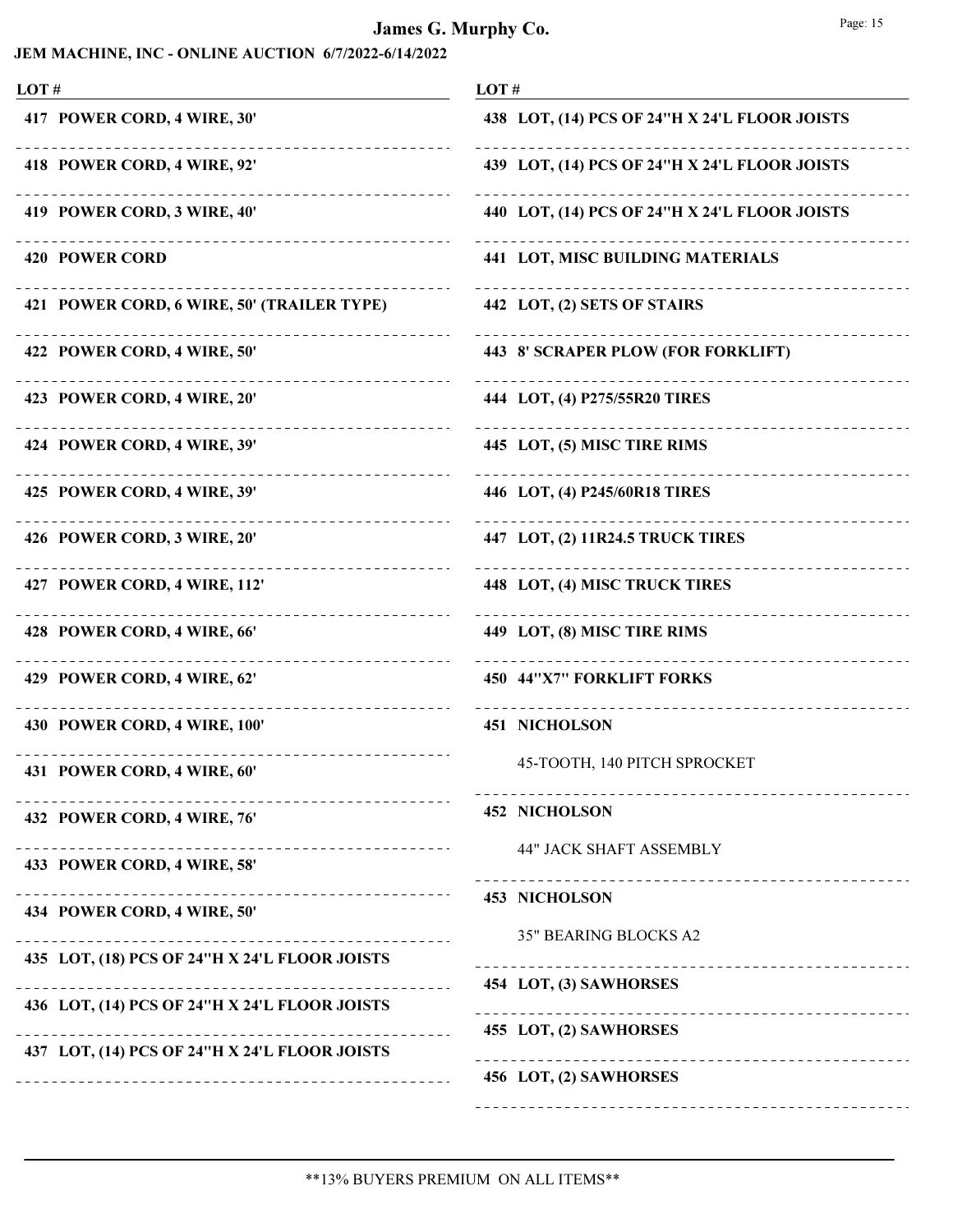# James G. Murphy Co.

## JEM MACHINE, INC - ONLINE AUCTION 6/7/2022-6/14/2022

| LOT # | |
|---|---|
| 417 | POWER CORD, 4 WIRE, 30' |
| 418 | POWER CORD, 4 WIRE, 92' |
| 419 | POWER CORD, 3 WIRE, 40' |
| 420 | POWER CORD |
| 421 | POWER CORD, 6 WIRE, 50' (TRAILER TYPE) |
| 422 | POWER CORD, 4 WIRE, 50' |
| 423 | POWER CORD, 4 WIRE, 20' |
| 424 | POWER CORD, 4 WIRE, 39' |
| 425 | POWER CORD, 4 WIRE, 39' |
| 426 | POWER CORD, 3 WIRE, 20' |
| 427 | POWER CORD, 4 WIRE, 112' |
| 428 | POWER CORD, 4 WIRE, 66' |
| 429 | POWER CORD, 4 WIRE, 62' |
| 430 | POWER CORD, 4 WIRE, 100' |
| 431 | POWER CORD, 4 WIRE, 60' |
| 432 | POWER CORD, 4 WIRE, 76' |
| 433 | POWER CORD, 4 WIRE, 58' |
| 434 | POWER CORD, 4 WIRE, 50' |
| 435 | LOT, (18) PCS OF 24"H X 24'L FLOOR JOISTS |
| 436 | LOT, (14) PCS OF 24"H X 24'L FLOOR JOISTS |
| 437 | LOT, (14) PCS OF 24"H X 24'L FLOOR JOISTS |
| 438 | LOT, (14) PCS OF 24"H X 24'L FLOOR JOISTS |
| 439 | LOT, (14) PCS OF 24"H X 24'L FLOOR JOISTS |
| 440 | LOT, (14) PCS OF 24"H X 24'L FLOOR JOISTS |
| 441 | LOT, MISC BUILDING MATERIALS |
| 442 | LOT, (2) SETS OF STAIRS |
| 443 | 8' SCRAPER PLOW (FOR FORKLIFT) |
| 444 | LOT, (4) P275/55R20 TIRES |
| 445 | LOT, (5) MISC TIRE RIMS |
| 446 | LOT, (4) P245/60R18 TIRES |
| 447 | LOT, (2) 11R24.5 TRUCK TIRES |
| 448 | LOT, (4) MISC TRUCK TIRES |
| 449 | LOT, (8) MISC TIRE RIMS |
| 450 | 44"X7" FORKLIFT FORKS |
| 451 | NICHOLSON<br>45-TOOTH, 140 PITCH SPROCKET |
| 452 | NICHOLSON<br>44" JACK SHAFT ASSEMBLY |
| 453 | NICHOLSON<br>35" BEARING BLOCKS A2 |
| 454 | LOT, (3) SAWHORSES |
| 455 | LOT, (2) SAWHORSES |
| 456 | LOT, (2) SAWHORSES |

**13% BUYERS PREMIUM ON ALL ITEMS**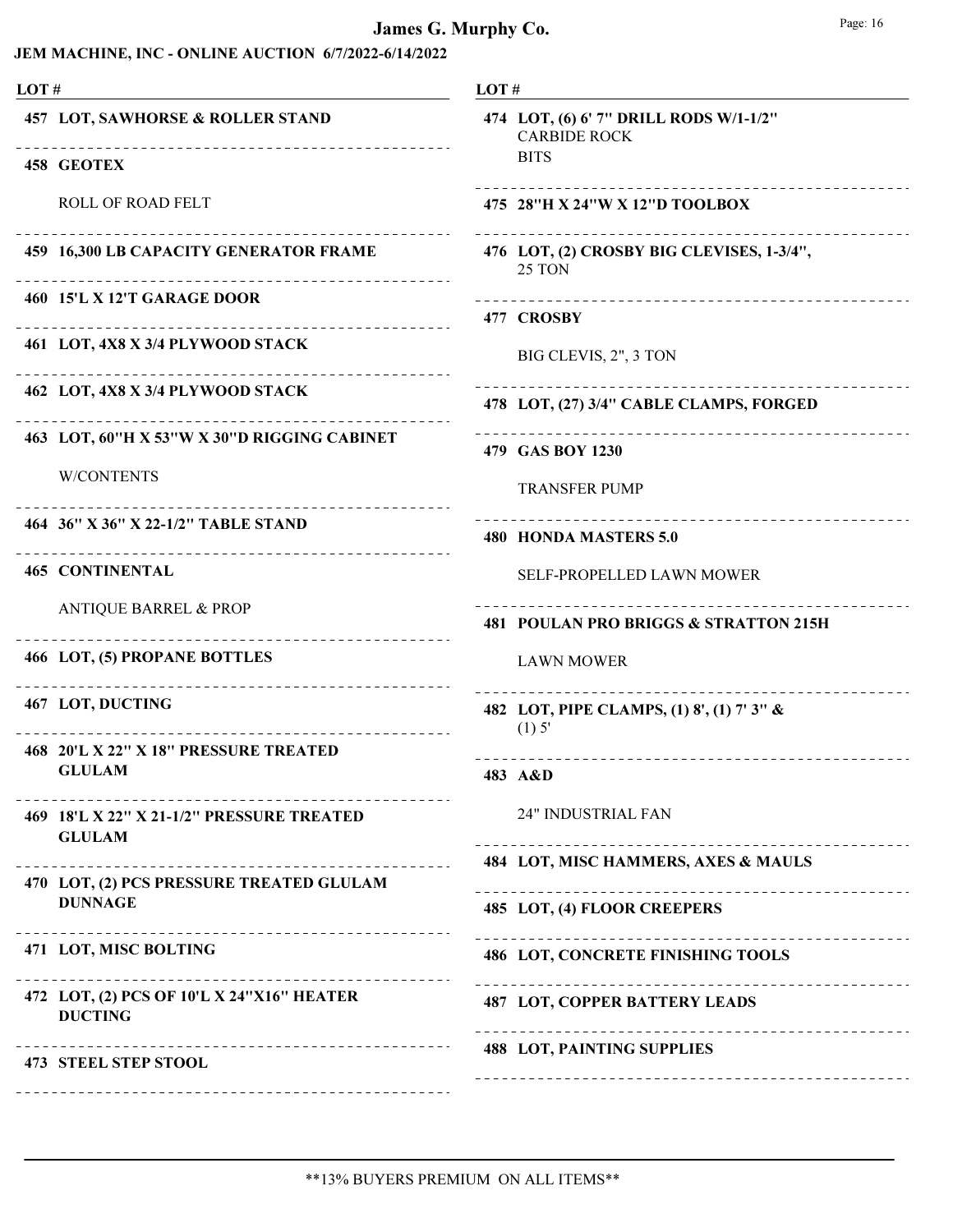# James G. Murphy Co.

## JEM MACHINE, INC - ONLINE AUCTION 6/7/2022-6/14/2022

**LOT #**

**457 LOT, SAWHORSE & ROLLER STAND**

**458 GEOTEX**

ROLL OF ROAD FELT

**459 16,300 LB CAPACITY GENERATOR FRAME**

**460 15'L X 12'T GARAGE DOOR**

**461 LOT, 4X8 X 3/4 PLYWOOD STACK**

**462 LOT, 4X8 X 3/4 PLYWOOD STACK**

**463 LOT, 60"H X 53"W X 30"D RIGGING CABINET**

W/CONTENTS

**464 36" X 36" X 22-1/2" TABLE STAND**

**465 CONTINENTAL**

ANTIQUE BARREL & PROP

**466 LOT, (5) PROPANE BOTTLES**

**467 LOT, DUCTING**

**468 20'L X 22" X 18" PRESSURE TREATED GLULAM**

**469 18'L X 22" X 21-1/2" PRESSURE TREATED GLULAM**

**470 LOT, (2) PCS PRESSURE TREATED GLULAM DUNNAGE**

**471 LOT, MISC BOLTING**

**472 LOT, (2) PCS OF 10'L X 24"X16" HEATER DUCTING**

**473 STEEL STEP STOOL**

**LOT #**

**474 LOT, (6) 6' 7" DRILL RODS W/1-1/2"**
CARBIDE ROCK
BITS

**475 28"H X 24"W X 12"D TOOLBOX**

**476 LOT, (2) CROSBY BIG CLEVISES, 1-3/4",**
25 TON

**477 CROSBY**

BIG CLEVIS, 2", 3 TON

**478 LOT, (27) 3/4" CABLE CLAMPS, FORGED**

**479 GAS BOY 1230**

TRANSFER PUMP

**480 HONDA MASTERS 5.0**

SELF-PROPELLED LAWN MOWER

**481 POULAN PRO BRIGGS & STRATTON 215H**

LAWN MOWER

**482 LOT, PIPE CLAMPS, (1) 8', (1) 7' 3" &**
(1) 5'

**483 A&D**

24" INDUSTRIAL FAN

**484 LOT, MISC HAMMERS, AXES & MAULS**

**485 LOT, (4) FLOOR CREEPERS**

**486 LOT, CONCRETE FINISHING TOOLS**

**487 LOT, COPPER BATTERY LEADS**

**488 LOT, PAINTING SUPPLIES**

**13% BUYERS PREMIUM ON ALL ITEMS**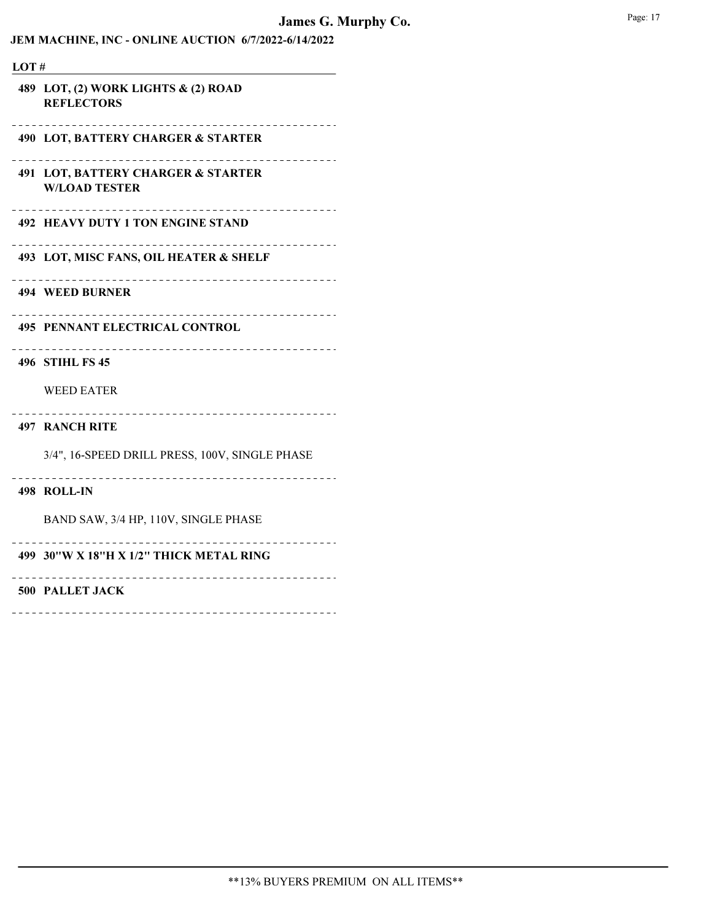**LOT #**

**489 LOT, (2) WORK LIGHTS & (2) ROAD REFLECTORS**

**490 LOT, BATTERY CHARGER & STARTER**

**491 LOT, BATTERY CHARGER & STARTER W/LOAD TESTER**

**492 HEAVY DUTY 1 TON ENGINE STAND**

**493 LOT, MISC FANS, OIL HEATER & SHELF**

**494 WEED BURNER**

**495 PENNANT ELECTRICAL CONTROL**

**496 STIHL FS 45**

WEED EATER

**497 RANCH RITE**

3/4", 16-SPEED DRILL PRESS, 100V, SINGLE PHASE

**498 ROLL-IN**

BAND SAW, 3/4 HP, 110V, SINGLE PHASE

**499 30"W X 18"H X 1/2" THICK METAL RING**

**500 PALLET JACK**